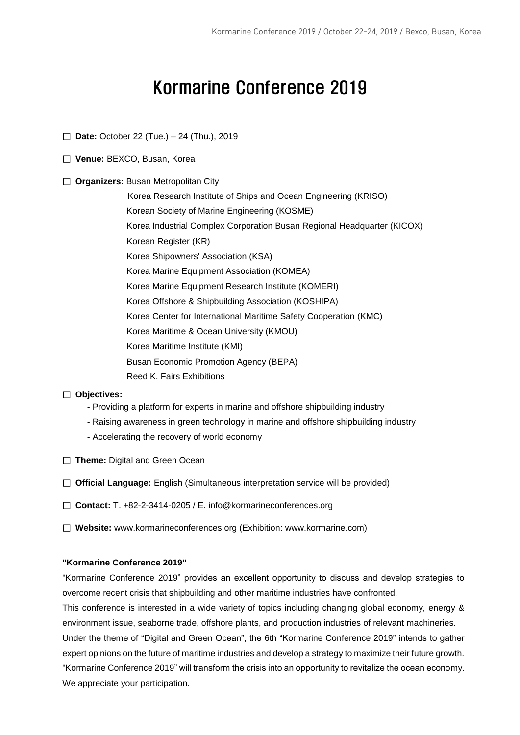# Kormarine Conference 2019

☐ **Date:** October 22 (Tue.) – 24 (Thu.), 2019

☐ **Venue:** BEXCO, Busan, Korea

☐ **Organizers:** Busan Metropolitan City
Korea Research Institute of Ships and Ocean Engineering (KRISO)
Korean Society of Marine Engineering (KOSME)
Korea Industrial Complex Corporation Busan Regional Headquarter (KICOX)
Korean Register (KR)
Korea Shipowners' Association (KSA)
Korea Marine Equipment Association (KOMEA)
Korea Marine Equipment Research Institute (KOMERI)
Korea Offshore & Shipbuilding Association (KOSHIPA)
Korea Center for International Maritime Safety Cooperation (KMC)
Korea Maritime & Ocean University (KMOU)
Korea Maritime Institute (KMI)
Busan Economic Promotion Agency (BEPA)
Reed K. Fairs Exhibitions

☐ **Objectives:**
- Providing a platform for experts in marine and offshore shipbuilding industry
- Raising awareness in green technology in marine and offshore shipbuilding industry
- Accelerating the recovery of world economy

☐ **Theme:** Digital and Green Ocean

☐ **Official Language:** English (Simultaneous interpretation service will be provided)

☐ **Contact:** T. +82-2-3414-0205 / E. info@kormarineconferences.org

☐ **Website:** www.kormarineconferences.org (Exhibition: www.kormarine.com)

**"Kormarine Conference 2019"**

"Kormarine Conference 2019" provides an excellent opportunity to discuss and develop strategies to overcome recent crisis that shipbuilding and other maritime industries have confronted.
This conference is interested in a wide variety of topics including changing global economy, energy & environment issue, seaborne trade, offshore plants, and production industries of relevant machineries.
Under the theme of "Digital and Green Ocean", the 6th "Kormarine Conference 2019" intends to gather expert opinions on the future of maritime industries and develop a strategy to maximize their future growth.
"Kormarine Conference 2019" will transform the crisis into an opportunity to revitalize the ocean economy.
We appreciate your participation.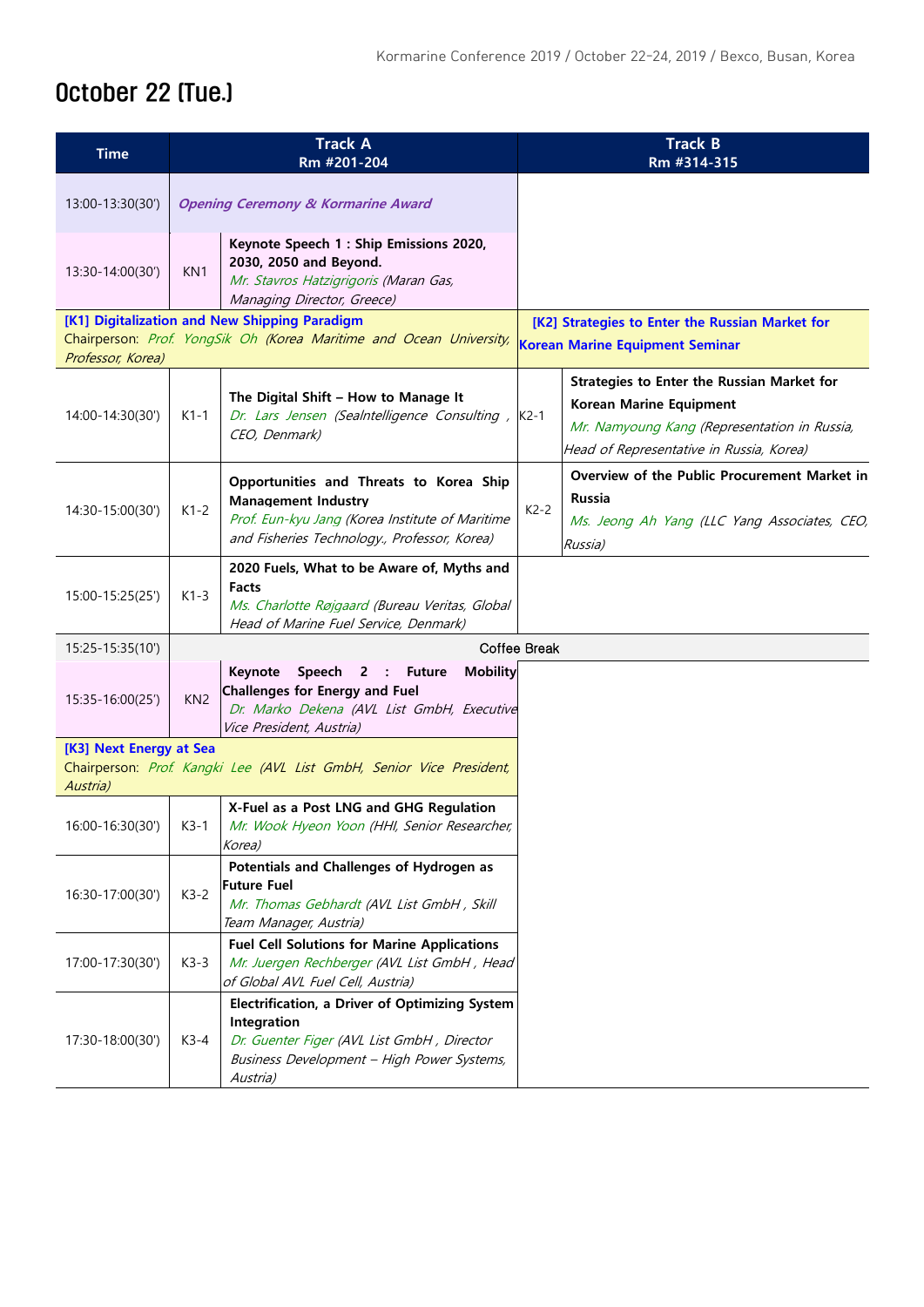# October 22 (Tue.)

| Time | Track A Rm #201-204 | | Track B Rm #314-315 | |
|---|---|---|---|---|
| 13:00-13:30(30') | *Opening Ceremony & Kormarine Award* | | | |
| 13:30-14:00(30') | KN1 | **Keynote Speech 1 : Ship Emissions 2020, 2030, 2050 and Beyond.** *Mr. Stavros Hatzigrigoris (Maran Gas, Managing Director, Greece)* | | |
| | **[K1] Digitalization and New Shipping Paradigm** Chairperson: *Prof. YongSik Oh (Korea Maritime and Ocean University, Professor, Korea)* | | **[K2] Strategies to Enter the Russian Market for Korean Marine Equipment Seminar** | |
| 14:00-14:30(30') | K1-1 | **The Digital Shift – How to Manage It** *Dr. Lars Jensen (SeaIntelligence Consulting , CEO, Denmark)* | K2-1 | **Strategies to Enter the Russian Market for Korean Marine Equipment** *Mr. Namyoung Kang (Representation in Russia, Head of Representative in Russia, Korea)* |
| 14:30-15:00(30') | K1-2 | **Opportunities and Threats to Korea Ship Management Industry** *Prof. Eun-kyu Jang (Korea Institute of Maritime and Fisheries Technology., Professor, Korea)* | K2-2 | **Overview of the Public Procurement Market in Russia** *Ms. Jeong Ah Yang (LLC Yang Associates, CEO, Russia)* |
| 15:00-15:25(25') | K1-3 | **2020 Fuels, What to be Aware of, Myths and Facts** *Ms. Charlotte Røjgaard (Bureau Veritas, Global Head of Marine Fuel Service, Denmark)* | | |
| 15:25-15:35(10') | Coffee Break | | | |
| 15:35-16:00(25') | KN2 | **Keynote Speech 2 : Future Mobility Challenges for Energy and Fuel** *Dr. Marko Dekena (AVL List GmbH, Executive Vice President, Austria)* | | |
| | **[K3] Next Energy at Sea** Chairperson: *Prof. Kangki Lee (AVL List GmbH, Senior Vice President, Austria)* | | | |
| 16:00-16:30(30') | K3-1 | **X-Fuel as a Post LNG and GHG Regulation** *Mr. Wook Hyeon Yoon (HHI, Senior Researcher, Korea)* | | |
| 16:30-17:00(30') | K3-2 | **Potentials and Challenges of Hydrogen as Future Fuel** *Mr. Thomas Gebhardt (AVL List GmbH , Skill Team Manager, Austria)* | | |
| 17:00-17:30(30') | K3-3 | **Fuel Cell Solutions for Marine Applications** *Mr. Juergen Rechberger (AVL List GmbH , Head of Global AVL Fuel Cell, Austria)* | | |
| 17:30-18:00(30') | K3-4 | **Electrification, a Driver of Optimizing System Integration** *Dr. Guenter Figer (AVL List GmbH , Director Business Development – High Power Systems, Austria)* | | |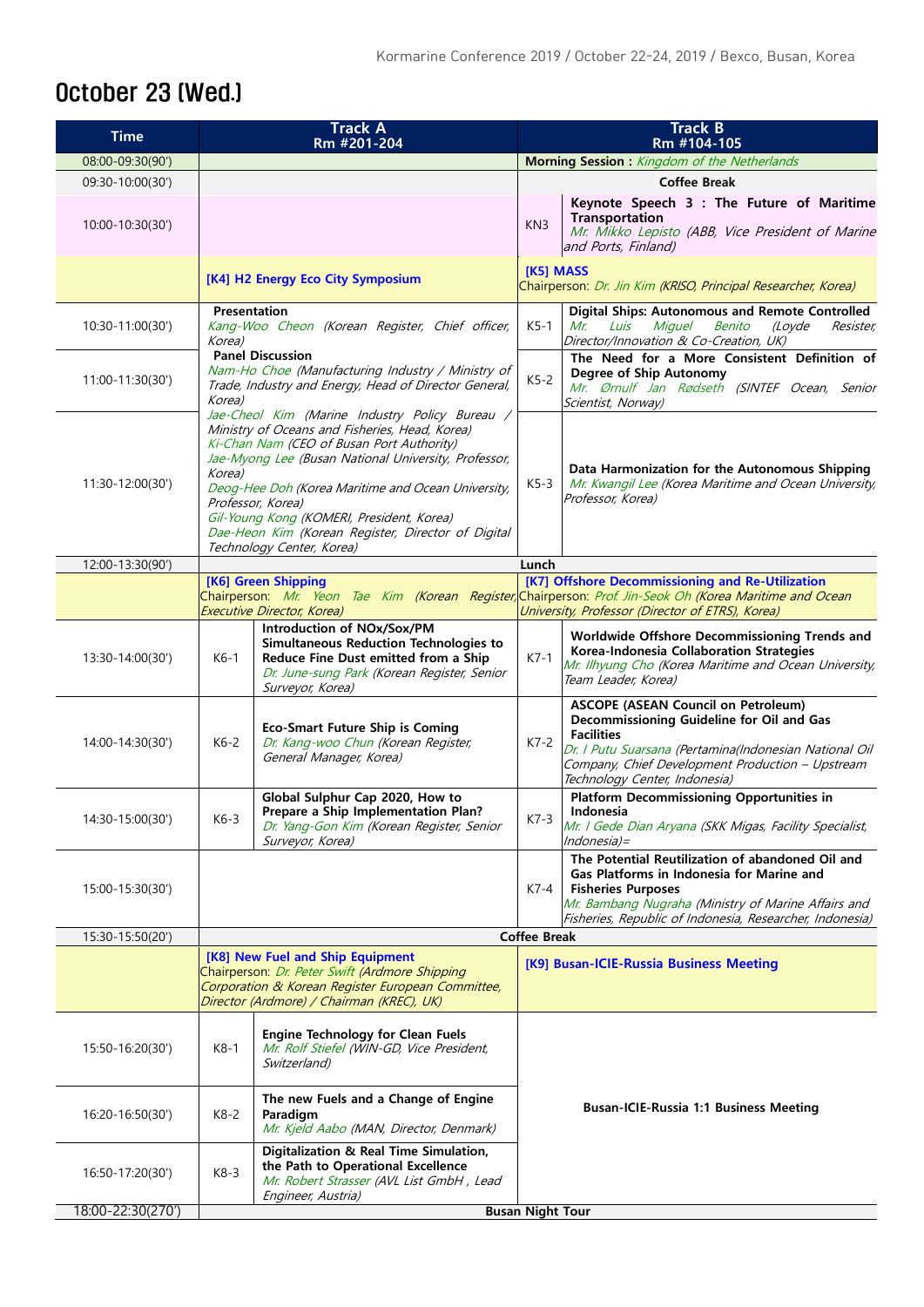# October 23 (Wed.)

| Time | Track A Rm #201-204 | | Track B Rm #104-105 | |
|---|---|---|---|---|
| 08:00-09:30(90') | | | **Morning Session :** *Kingdom of the Netherlands* | |
| 09:30-10:00(30') | | | **Coffee Break** | |
| 10:00-10:30(30') | | | KN3 | **Keynote Speech 3 : The Future of Maritime Transportation** *Mr. Mikko Lepisto (ABB, Vice President of Marine and Ports, Finland)* |
| | **[K4] H2 Energy Eco City Symposium** | | **[K5] MASS** Chairperson: *Dr. Jin Kim (KRISO, Principal Researcher, Korea)* | |
| 10:30-11:00(30') | **Presentation** *Kang-Woo Cheon (Korean Register, Chief officer, Korea)* | | K5-1 | **Digital Ships: Autonomous and Remote Controlled** *Mr. Luis Miguel Benito (Loyde Resister, Director/Innovation & Co-Creation, UK)* |
| 11:00-11:30(30') | **Panel Discussion** *Nam-Ho Choe (Manufacturing Industry / Ministry of Trade, Industry and Energy, Head of Director General, Korea)* | | K5-2 | **The Need for a More Consistent Definition of Degree of Ship Autonomy** *Mr. Ørnulf Jan Rødseth (SINTEF Ocean, Senior Scientist, Norway)* |
| 11:30-12:00(30') | *Jae-Cheol Kim (Marine Industry Policy Bureau / Ministry of Oceans and Fisheries, Head, Korea)* *Ki-Chan Nam (CEO of Busan Port Authority)* *Jae-Myong Lee (Busan National University, Professor, Korea)* *Deog-Hee Doh (Korea Maritime and Ocean University, Professor, Korea)* *Gil-Young Kong (KOMERI, President, Korea)* *Dae-Heon Kim (Korean Register, Director of Digital Technology Center, Korea)* | | K5-3 | **Data Harmonization for the Autonomous Shipping** *Mr. Kwangil Lee (Korea Maritime and Ocean University, Professor, Korea)* |
| 12:00-13:30(90') | **Lunch** | | | |
| | **[K6] Green Shipping** Chairperson: *Mr. Yeon Tae Kim (Korean Register, Executive Director, Korea)* | | **[K7] Offshore Decommissioning and Re-Utilization** Chairperson: *Prof. Jin-Seok Oh (Korea Maritime and Ocean University, Professor (Director of ETRS), Korea)* | |
| 13:30-14:00(30') | K6-1 | **Introduction of NOx/Sox/PM Simultaneous Reduction Technologies to Reduce Fine Dust emitted from a Ship** *Dr. June-sung Park (Korean Register, Senior Surveyor, Korea)* | K7-1 | **Worldwide Offshore Decommissioning Trends and Korea-Indonesia Collaboration Strategies** *Mr. Ilhyung Cho (Korea Maritime and Ocean University, Team Leader, Korea)* |
| 14:00-14:30(30') | K6-2 | **Eco-Smart Future Ship is Coming** *Dr. Kang-woo Chun (Korean Register, General Manager, Korea)* | K7-2 | **ASCOPE (ASEAN Council on Petroleum) Decommissioning Guideline for Oil and Gas Facilities** *Dr. I Putu Suarsana (Pertamina(Indonesian National Oil Company, Chief Development Production – Upstream Technology Center, Indonesia)* |
| 14:30-15:00(30') | K6-3 | **Global Sulphur Cap 2020, How to Prepare a Ship Implementation Plan?** *Dr. Yang-Gon Kim (Korean Register, Senior Surveyor, Korea)* | K7-3 | **Platform Decommissioning Opportunities in Indonesia** *Mr. I Gede Dian Aryana (SKK Migas, Facility Specialist, Indonesia)=* |
| 15:00-15:30(30') | | | K7-4 | **The Potential Reutilization of abandoned Oil and Gas Platforms in Indonesia for Marine and Fisheries Purposes** *Mr. Bambang Nugraha (Ministry of Marine Affairs and Fisheries, Republic of Indonesia, Researcher, Indonesia)* |
| 15:30-15:50(20') | **Coffee Break** | | | |
| | **[K8] New Fuel and Ship Equipment** Chairperson: *Dr. Peter Swift (Ardmore Shipping Corporation & Korean Register European Committee, Director (Ardmore) / Chairman (KREC), UK)* | | **[K9] Busan-ICIE-Russia Business Meeting** | |
| 15:50-16:20(30') | K8-1 | **Engine Technology for Clean Fuels** *Mr. Rolf Stiefel (WIN-GD, Vice President, Switzerland)* | **Busan-ICIE-Russia 1:1 Business Meeting** | |
| 16:20-16:50(30') | K8-2 | **The new Fuels and a Change of Engine Paradigm** *Mr. Kjeld Aabo (MAN, Director, Denmark)* | | |
| 16:50-17:20(30') | K8-3 | **Digitalization & Real Time Simulation, the Path to Operational Excellence** *Mr. Robert Strasser (AVL List GmbH , Lead Engineer, Austria)* | | |
| 18:00-22:30(270') | **Busan Night Tour** | | | |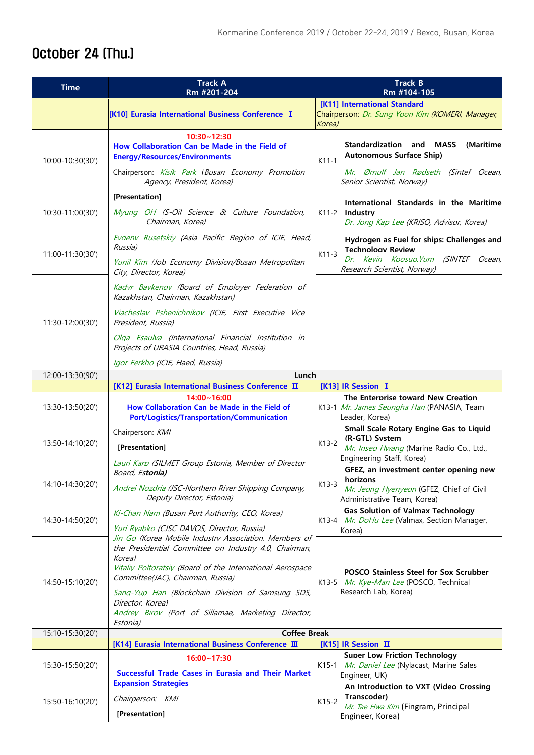# October 24 (Thu.)

| Time | Track A<br>Rm #201-204 | | Track B<br>Rm #104-105 |
|---|---|---|---|
| | [K10] Eurasia International Business Conference Ⅰ | | [K11] International Standard<br>Chairperson: *Dr. Sung Yoon Kim (KOMERI, Manager, Korea)* |
| 10:00-10:30(30') | 10:30~12:30<br>How Collaboration Can be Made in the Field of Energy/Resources/Environments<br>Chairperson: *Kisik Park (Busan Economy Promotion Agency, President, Korea)* | K11-1 | **Standardization and MASS (Maritime Autonomous Surface Ship)**<br>*Mr. Ørnulf Jan Rødseth (Sintef Ocean, Senior Scientist, Norway)* |
| 10:30-11:00(30') | **[Presentation]**<br>*Myung OH (S-Oil Science & Culture Foundation, Chairman, Korea)* | K11-2 | **International Standards in the Maritime Industry**<br>*Dr. Jong Kap Lee (KRISO, Advisor, Korea)* |
| 11:00-11:30(30') | *Evgeny Rusetskiy (Asia Pacific Region of ICIE, Head, Russia)*<br>*Yunil Kim (Job Economy Division/Busan Metropolitan City, Director, Korea)* | K11-3 | **Hydrogen as Fuel for ships: Challenges and Technology Review**<br>*Dr. Kevin Koosup.Yum (SINTEF Ocean, Research Scientist, Norway)* |
| 11:30-12:00(30') | *Kadyr Baykenov (Board of Employer Federation of Kazakhstan, Chairman, Kazakhstan)*<br>*Viacheslav Pshenichnikov (ICIE, First Executive Vice President, Russia)*<br>*Olga Esaulva (International Financial Institution in Projects of URASIA Countries, Head, Russia)*<br>*Igor Ferkho (ICIE, Haed, Russia)* | | |
| 12:00-13:30(90') | **Lunch** | | |
| | [K12] Eurasia International Business Conference Ⅱ | | [K13] IR Session Ⅰ |
| 13:30-13:50(20') | 14:00~16:00<br>How Collaboration Can be Made in the Field of Port/Logistics/Transportation/Communication | K13-1 | **The Enterprise toward New Creation**<br>*Mr. James Seungha Han* (PANASIA, Team Leader, Korea) |
| 13:50-14:10(20') | Chairperson: *KMI*<br>**[Presentation]** | K13-2 | **Small Scale Rotary Engine Gas to Liquid (R-GTL) System**<br>*Mr. Inseo Hwang* (Marine Radio Co., Ltd., Engineering Staff, Korea) |
| 14:10-14:30(20') | *Lauri Karp (SILMET Group Estonia, Member of Director Board, Estonia)*<br>*Andrei Nozdria (JSC-Northern River Shipping Company, Deputy Director, Estonia)* | K13-3 | **GFEZ, an investment center opening new horizons**<br>*Mr. Jeong Hyenyeon* (GFEZ, Chief of Civil Administrative Team, Korea) |
| 14:30-14:50(20') | *Ki-Chan Nam (Busan Port Authority, CEO, Korea)*<br>*Yuri Ryabko (CJSC DAVOS, Director, Russia)* | K13-4 | **Gas Solution of Valmax Technology**<br>*Mr. DoHu Lee* (Valmax, Section Manager, Korea) |
| 14:50-15:10(20') | *Jin Go (Korea Mobile Industry Association, Members of the Presidential Committee on Industry 4.0, Chairman, Korea)*<br>*Vitaliy Poltoratsiy (Board of the International Aerospace Committee(JAC), Chairman, Russia)*<br>*Sang-Yup Han (Blockchain Division of Samsung SDS, Director, Korea)*<br>*Andrey Birov (Port of Sillamae, Marketing Director, Estonia)* | K13-5 | **POSCO Stainless Steel for Sox Scrubber**<br>*Mr. Kye-Man Lee* (POSCO, Technical Research Lab, Korea) |
| 15:10-15:30(20') | **Coffee Break** | | |
| | [K14] Eurasia International Business Conference Ⅲ | | [K15] IR Session Ⅱ |
| 15:30-15:50(20') | 16:00~17:30<br>Successful Trade Cases in Eurasia and Their Market Expansion Strategies | K15-1 | **Super Low Friction Technology**<br>*Mr. Daniel Lee* (Nylacast, Marine Sales Engineer, UK) |
| 15:50-16:10(20') | *Chairperson: KMI*<br>**[Presentation]** | K15-2 | **An Introduction to VXT (Video Crossing Transcoder)**<br>*Mr. Tae Hwa Kim* (Fingram, Principal Engineer, Korea) |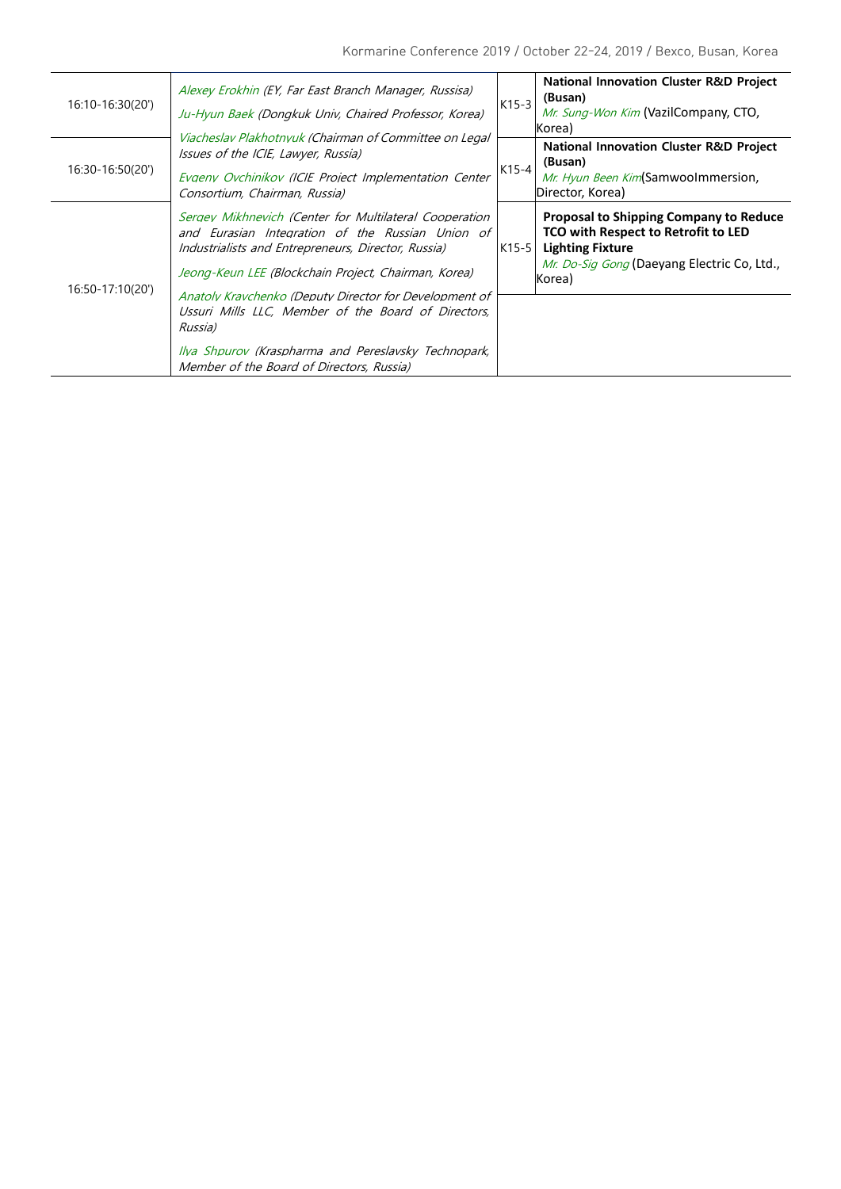| | | | |
|---|---|---|---|
| 16:10-16:30(20') | *Alexey Erokhin (EY, Far East Branch Manager, Russisa)*<br>*Ju-Hyun Baek (Dongkuk Univ, Chaired Professor, Korea)* | K15-3 | **National Innovation Cluster R&D Project (Busan)**<br>*Mr. Sung-Won Kim* (VazilCompany, CTO, Korea) |
| 16:30-16:50(20') | *Viacheslav Plakhotnyuk (Chairman of Committee on Legal Issues of the ICIE, Lawyer, Russia)*<br>*Evgeny Ovchinikov (ICIE Project Implementation Center Consortium, Chairman, Russia)* | K15-4 | **National Innovation Cluster R&D Project (Busan)**<br>*Mr. Hyun Been Kim*(SamwooImmersion, Director, Korea) |
| 16:50-17:10(20') | *Sergey Mikhnevich (Center for Multilateral Cooperation and Eurasian Integration of the Russian Union of Industrialists and Entrepreneurs, Director, Russia)*<br>*Jeong-Keun LEE (Blockchain Project, Chairman, Korea)*<br>*Anatoly Kravchenko (Deputy Director for Development of Ussuri Mills LLC, Member of the Board of Directors, Russia)*<br>*Ilya Shpurov (Kraspharma and Pereslavsky Technopark, Member of the Board of Directors, Russia)* | K15-5 | **Proposal to Shipping Company to Reduce TCO with Respect to Retrofit to LED Lighting Fixture**<br>*Mr. Do-Sig Gong* (Daeyang Electric Co, Ltd., Korea) |